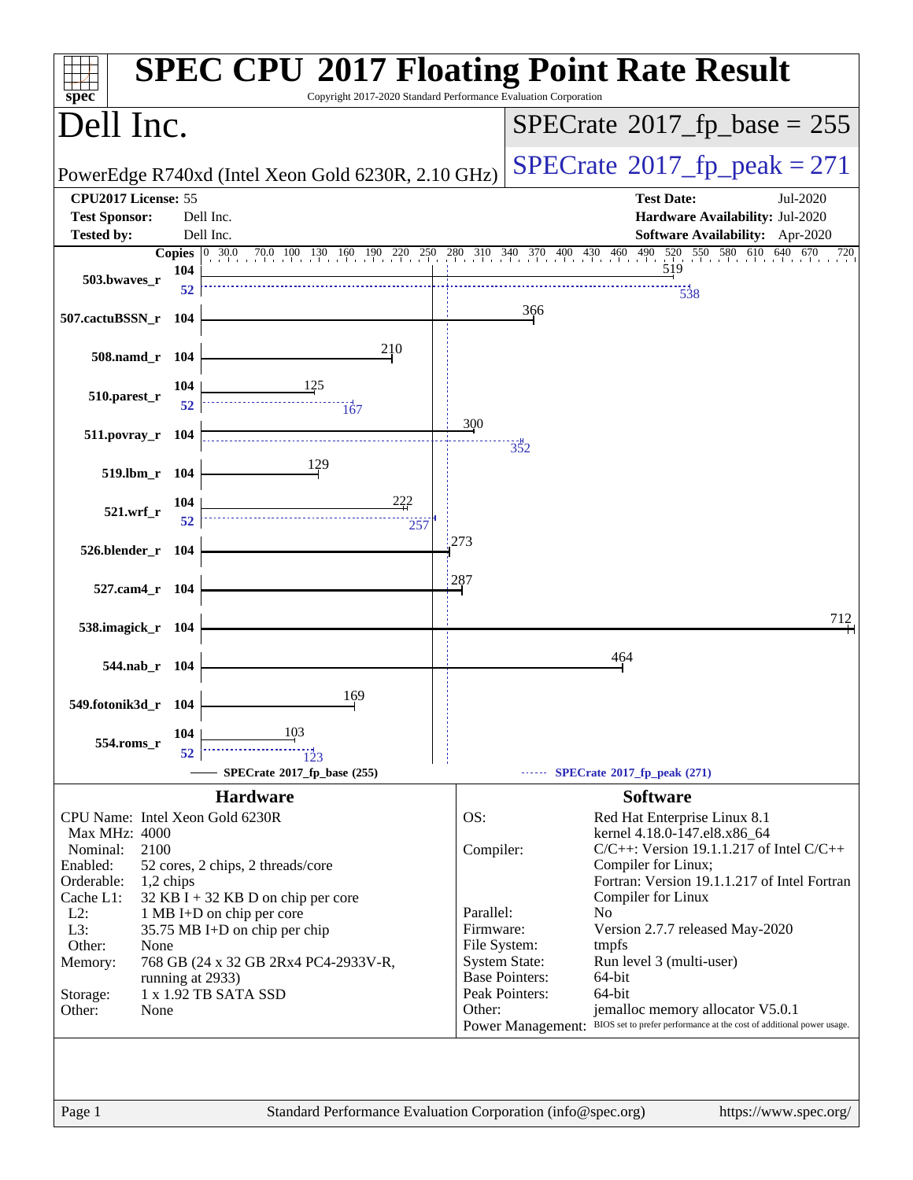# SPEC CPU 2017 Floating Point Rate Result

Copyright 2017-2020 Standard Performance Evaluation Corporation

## Dell Inc.

PowerEdge R740xd (Intel Xeon Gold 6230R, 2.10 GHz)

**SPECrate 2017_fp_base = 255**

**SPECrate 2017_fp_peak = 271**

| | | | |
|---|---|---|---|
| **CPU2017 License:** 55 | | **Test Date:** | Jul-2020 |
| **Test Sponsor:** | Dell Inc. | **Hardware Availability:** | Jul-2020 |
| **Tested by:** | Dell Inc. | **Software Availability:** | Apr-2020 |

| Benchmark | Copies (base) | Base | Copies (peak) | Peak |
|---|---|---|---|---|
| 503.bwaves_r | 104 | 519 | 52 | 538 |
| 507.cactuBSSN_r | 104 | 366 | | |
| 508.namd_r | 104 | 210 | | |
| 510.parest_r | 104 | 125 | 52 | 167 |
| 511.povray_r | 104 | 300 | 104 | 352 |
| 519.lbm_r | 104 | 129 | | |
| 521.wrf_r | 104 | 222 | 52 | 257 |
| 526.blender_r | 104 | 273 | | |
| 527.cam4_r | 104 | 287 | | |
| 538.imagick_r | 104 | 712 | | |
| 544.nab_r | 104 | 464 | | |
| 549.fotonik3d_r | 104 | 169 | | |
| 554.roms_r | 104 | 103 | 52 | 123 |

SPECrate 2017_fp_base (255) —— SPECrate 2017_fp_peak (271)

### Hardware

| | |
|---|---|
| CPU Name: | Intel Xeon Gold 6230R |
| Max MHz: | 4000 |
| Nominal: | 2100 |
| Enabled: | 52 cores, 2 chips, 2 threads/core |
| Orderable: | 1,2 chips |
| Cache L1: | 32 KB I + 32 KB D on chip per core |
| L2: | 1 MB I+D on chip per core |
| L3: | 35.75 MB I+D on chip per chip |
| Other: | None |
| Memory: | 768 GB (24 x 32 GB 2Rx4 PC4-2933V-R, running at 2933) |
| Storage: | 1 x 1.92 TB SATA SSD |
| Other: | None |

### Software

| | |
|---|---|
| OS: | Red Hat Enterprise Linux 8.1 kernel 4.18.0-147.el8.x86_64 |
| Compiler: | C/C++: Version 19.1.1.217 of Intel C/C++ Compiler for Linux; Fortran: Version 19.1.1.217 of Intel Fortran Compiler for Linux |
| Parallel: | No |
| Firmware: | Version 2.7.7 released May-2020 |
| File System: | tmpfs |
| System State: | Run level 3 (multi-user) |
| Base Pointers: | 64-bit |
| Peak Pointers: | 64-bit |
| Other: | jemalloc memory allocator V5.0.1 |
| Power Management: | BIOS set to prefer performance at the cost of additional power usage. |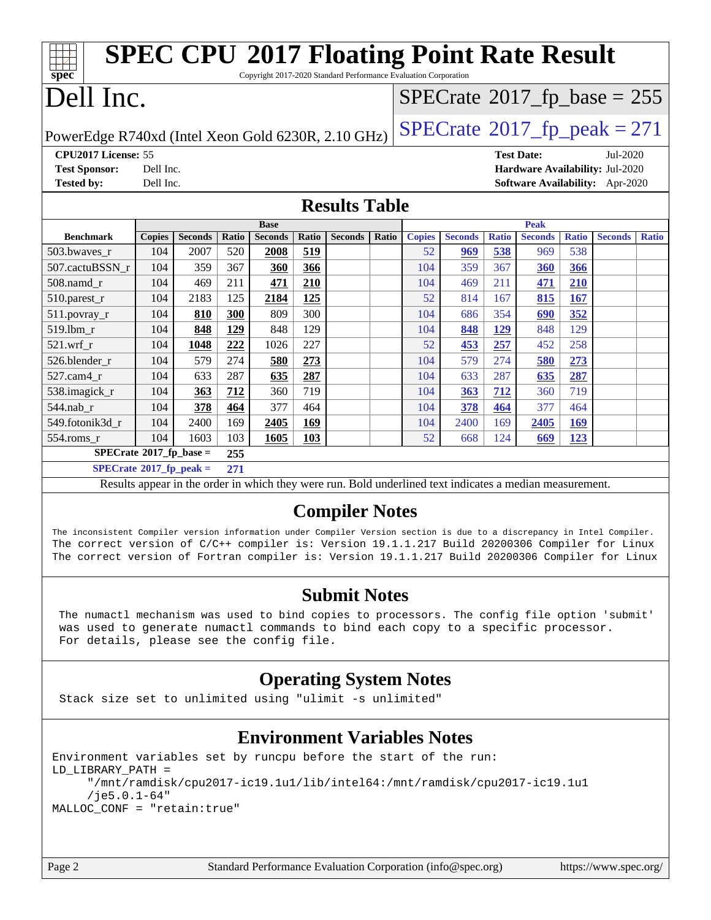# SPEC CPU 2017 Floating Point Rate Result

Copyright 2017-2020 Standard Performance Evaluation Corporation

# Dell Inc.

PowerEdge R740xd (Intel Xeon Gold 6230R, 2.10 GHz)

SPECrate 2017_fp_base = 255

SPECrate 2017_fp_peak = 271

**CPU2017 License:** 55
**Test Sponsor:** Dell Inc.
**Tested by:** Dell Inc.
**Test Date:** Jul-2020
**Hardware Availability:** Jul-2020
**Software Availability:** Apr-2020

## Results Table

| Benchmark | Base | | | | | | | Peak | | | | | | |
|---|---|---|---|---|---|---|---|---|---|---|---|---|---|---|
| | Copies | Seconds | Ratio | Seconds | Ratio | Seconds | Ratio | Copies | Seconds | Ratio | Seconds | Ratio | Seconds | Ratio |
| 503.bwaves_r | 104 | 2007 | 520 | **2008** | **519** | | | 52 | **969** | **538** | 969 | 538 | | |
| 507.cactuBSSN_r | 104 | 359 | 367 | **360** | **366** | | | 104 | 359 | 367 | **360** | **366** | | |
| 508.namd_r | 104 | 469 | 211 | **471** | **210** | | | 104 | 469 | 211 | **471** | **210** | | |
| 510.parest_r | 104 | 2183 | 125 | **2184** | **125** | | | 52 | 814 | 167 | **815** | **167** | | |
| 511.povray_r | 104 | **810** | **300** | 809 | 300 | | | 104 | 686 | 354 | **690** | **352** | | |
| 519.lbm_r | 104 | **848** | **129** | 848 | 129 | | | 104 | **848** | **129** | 848 | 129 | | |
| 521.wrf_r | 104 | **1048** | **222** | 1026 | 227 | | | 52 | **453** | **257** | 452 | 258 | | |
| 526.blender_r | 104 | 579 | 274 | **580** | **273** | | | 104 | 579 | 274 | **580** | **273** | | |
| 527.cam4_r | 104 | 633 | 287 | **635** | **287** | | | 104 | 633 | 287 | **635** | **287** | | |
| 538.imagick_r | 104 | **363** | **712** | 360 | 719 | | | 104 | **363** | **712** | 360 | 719 | | |
| 544.nab_r | 104 | **378** | **464** | 377 | 464 | | | 104 | **378** | **464** | 377 | 464 | | |
| 549.fotonik3d_r | 104 | 2400 | 169 | **2405** | **169** | | | 104 | 2400 | 169 | **2405** | **169** | | |
| 554.roms_r | 104 | 1603 | 103 | **1605** | **103** | | | 52 | 668 | 124 | **669** | **123** | | |

**SPECrate 2017_fp_base =** 255

**SPECrate 2017_fp_peak =** 271

Results appear in the order in which they were run. Bold underlined text indicates a median measurement.

## Compiler Notes

```
The inconsistent Compiler version information under Compiler Version section is due to a discrepancy in Intel Compiler.
The correct version of C/C++ compiler is: Version 19.1.1.217 Build 20200306 Compiler for Linux
The correct version of Fortran compiler is: Version 19.1.1.217 Build 20200306 Compiler for Linux
```

## Submit Notes

```
The numactl mechanism was used to bind copies to processors. The config file option 'submit'
was used to generate numactl commands to bind each copy to a specific processor.
For details, please see the config file.
```

## Operating System Notes

```
Stack size set to unlimited using "ulimit -s unlimited"
```

## Environment Variables Notes

```
Environment variables set by runcpu before the start of the run:
LD_LIBRARY_PATH =
     "/mnt/ramdisk/cpu2017-ic19.1u1/lib/intel64:/mnt/ramdisk/cpu2017-ic19.1u1
     /je5.0.1-64"
MALLOC_CONF = "retain:true"
```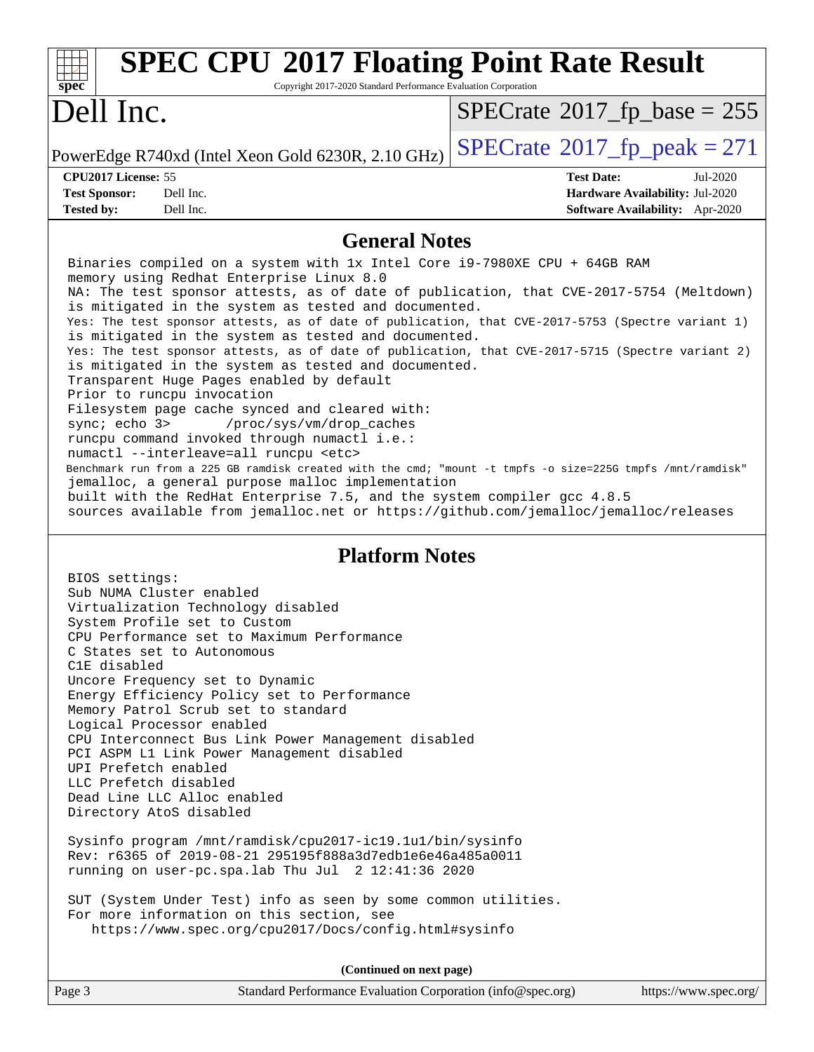# SPEC CPU 2017 Floating Point Rate Result

Copyright 2017-2020 Standard Performance Evaluation Corporation

# Dell Inc.

PowerEdge R740xd (Intel Xeon Gold 6230R, 2.10 GHz)

SPECrate 2017_fp_base = 255

SPECrate 2017_fp_peak = 271

**CPU2017 License:** 55
**Test Sponsor:** Dell Inc.
**Tested by:** Dell Inc.

**Test Date:** Jul-2020
**Hardware Availability:** Jul-2020
**Software Availability:** Apr-2020

## General Notes

```
Binaries compiled on a system with 1x Intel Core i9-7980XE CPU + 64GB RAM
memory using Redhat Enterprise Linux 8.0
NA: The test sponsor attests, as of date of publication, that CVE-2017-5754 (Meltdown)
is mitigated in the system as tested and documented.
Yes: The test sponsor attests, as of date of publication, that CVE-2017-5753 (Spectre variant 1)
is mitigated in the system as tested and documented.
Yes: The test sponsor attests, as of date of publication, that CVE-2017-5715 (Spectre variant 2)
is mitigated in the system as tested and documented.
Transparent Huge Pages enabled by default
Prior to runcpu invocation
Filesystem page cache synced and cleared with:
sync; echo 3>       /proc/sys/vm/drop_caches
runcpu command invoked through numactl i.e.:
numactl --interleave=all runcpu <etc>
Benchmark run from a 225 GB ramdisk created with the cmd; "mount -t tmpfs -o size=225G tmpfs /mnt/ramdisk"
jemalloc, a general purpose malloc implementation
built with the RedHat Enterprise 7.5, and the system compiler gcc 4.8.5
sources available from jemalloc.net or https://github.com/jemalloc/jemalloc/releases
```

## Platform Notes

```
BIOS settings:
Sub NUMA Cluster enabled
Virtualization Technology disabled
System Profile set to Custom
CPU Performance set to Maximum Performance
C States set to Autonomous
C1E disabled
Uncore Frequency set to Dynamic
Energy Efficiency Policy set to Performance
Memory Patrol Scrub set to standard
Logical Processor enabled
CPU Interconnect Bus Link Power Management disabled
PCI ASPM L1 Link Power Management disabled
UPI Prefetch enabled
LLC Prefetch disabled
Dead Line LLC Alloc enabled
Directory AtoS disabled

Sysinfo program /mnt/ramdisk/cpu2017-ic19.1u1/bin/sysinfo
Rev: r6365 of 2019-08-21 295195f888a3d7edb1e6e46a485a0011
running on user-pc.spa.lab Thu Jul  2 12:41:36 2020

SUT (System Under Test) info as seen by some common utilities.
For more information on this section, see
   https://www.spec.org/cpu2017/Docs/config.html#sysinfo
```

**(Continued on next page)**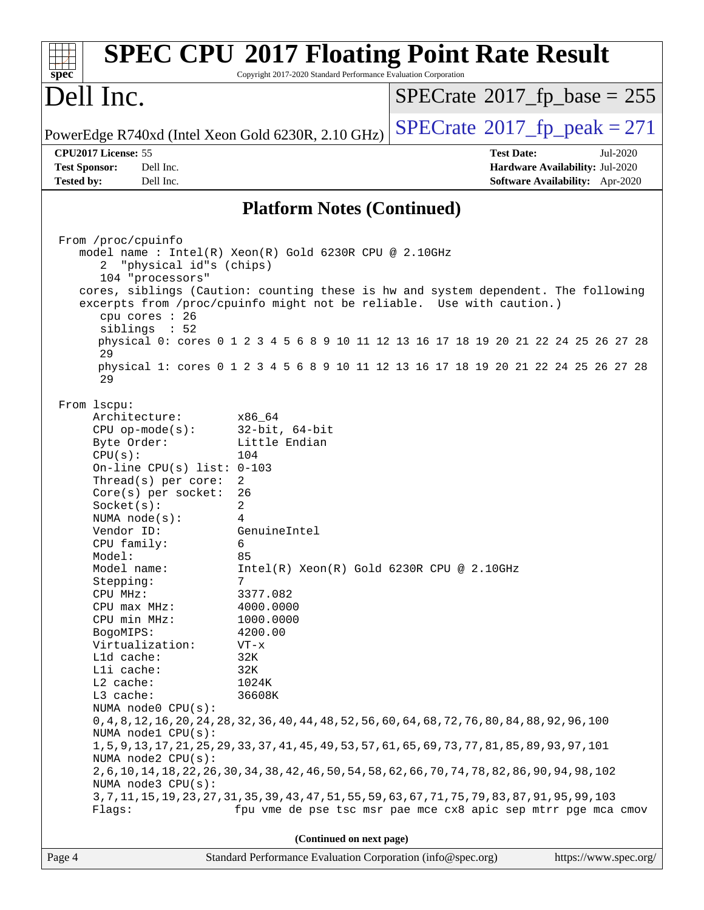## Platform Notes (Continued)

```
From /proc/cpuinfo
   model name : Intel(R) Xeon(R) Gold 6230R CPU @ 2.10GHz
      2  "physical id"s (chips)
      104 "processors"
   cores, siblings (Caution: counting these is hw and system dependent. The following
   excerpts from /proc/cpuinfo might not be reliable.  Use with caution.)
      cpu cores : 26
      siblings  : 52
      physical 0: cores 0 1 2 3 4 5 6 8 9 10 11 12 13 16 17 18 19 20 21 22 24 25 26 27 28
      29
      physical 1: cores 0 1 2 3 4 5 6 8 9 10 11 12 13 16 17 18 19 20 21 22 24 25 26 27 28
      29

From lscpu:
     Architecture:          x86_64
     CPU op-mode(s):        32-bit, 64-bit
     Byte Order:            Little Endian
     CPU(s):                104
     On-line CPU(s) list: 0-103
     Thread(s) per core:  2
     Core(s) per socket:  26
     Socket(s):             2
     NUMA node(s):          4
     Vendor ID:             GenuineIntel
     CPU family:            6
     Model:                 85
     Model name:            Intel(R) Xeon(R) Gold 6230R CPU @ 2.10GHz
     Stepping:              7
     CPU MHz:               3377.082
     CPU max MHz:           4000.0000
     CPU min MHz:           1000.0000
     BogoMIPS:              4200.00
     Virtualization:        VT-x
     L1d cache:             32K
     L1i cache:             32K
     L2 cache:              1024K
     L3 cache:              36608K
     NUMA node0 CPU(s):
     0,4,8,12,16,20,24,28,32,36,40,44,48,52,56,60,64,68,72,76,80,84,88,92,96,100
     NUMA node1 CPU(s):
     1,5,9,13,17,21,25,29,33,37,41,45,49,53,57,61,65,69,73,77,81,85,89,93,97,101
     NUMA node2 CPU(s):
     2,6,10,14,18,22,26,30,34,38,42,46,50,54,58,62,66,70,74,78,82,86,90,94,98,102
     NUMA node3 CPU(s):
     3,7,11,15,19,23,27,31,35,39,43,47,51,55,59,63,67,71,75,79,83,87,91,95,99,103
     Flags:                 fpu vme de pse tsc msr pae mce cx8 apic sep mtrr pge mca cmov
```

(Continued on next page)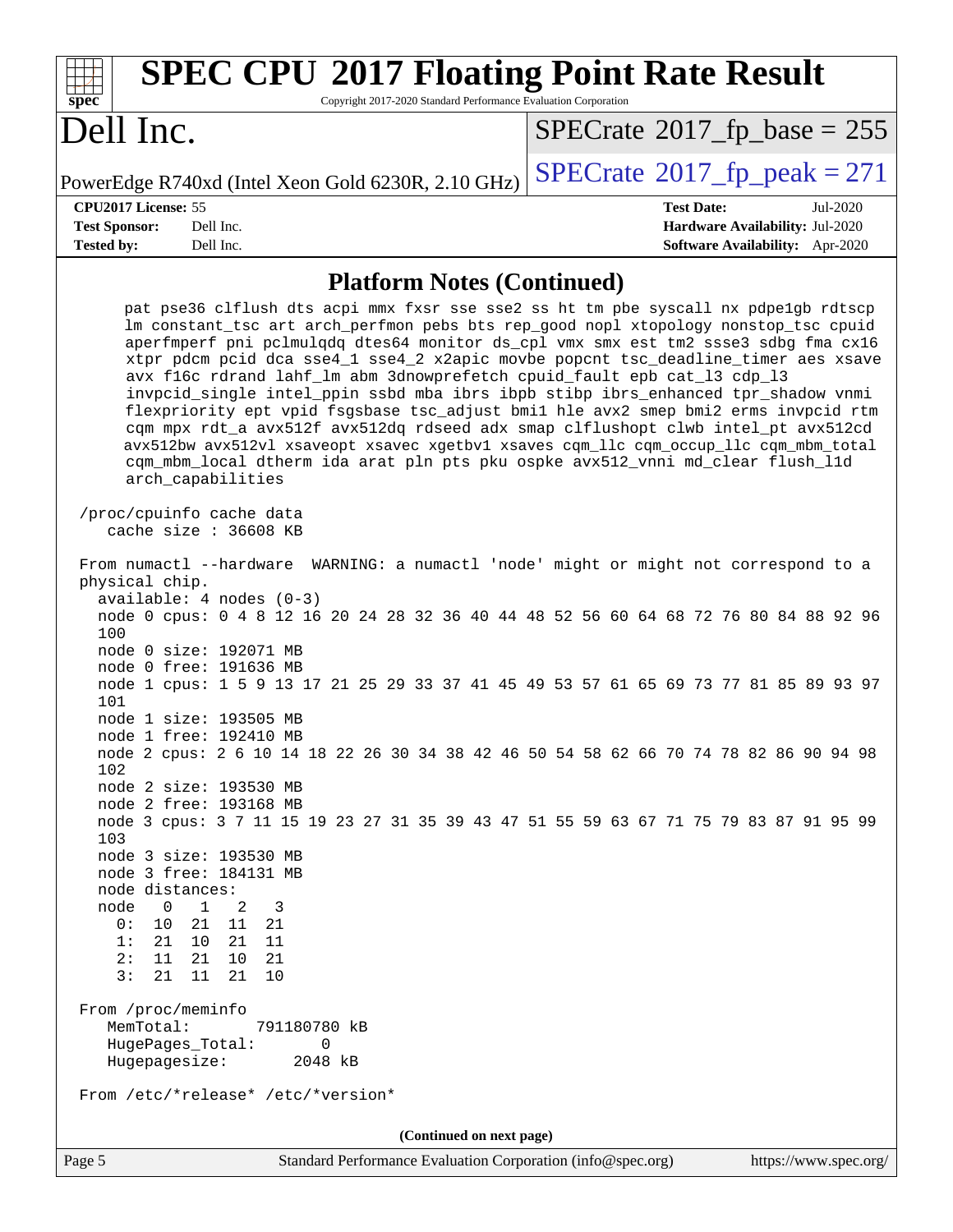## Platform Notes (Continued)

```
    pat pse36 clflush dts acpi mmx fxsr sse sse2 ss ht tm pbe syscall nx pdpe1gb rdtscp
    lm constant_tsc art arch_perfmon pebs bts rep_good nopl xtopology nonstop_tsc cpuid
    aperfmperf pni pclmulqdq dtes64 monitor ds_cpl vmx smx est tm2 ssse3 sdbg fma cx16
    xtpr pdcm pcid dca sse4_1 sse4_2 x2apic movbe popcnt tsc_deadline_timer aes xsave
    avx f16c rdrand lahf_lm abm 3dnowprefetch cpuid_fault epb cat_l3 cdp_l3
    invpcid_single intel_ppin ssbd mba ibrs ibpb stibp ibrs_enhanced tpr_shadow vnmi
    flexpriority ept vpid fsgsbase tsc_adjust bmi1 hle avx2 smep bmi2 erms invpcid rtm
    cqm mpx rdt_a avx512f avx512dq rdseed adx smap clflushopt clwb intel_pt avx512cd
    avx512bw avx512vl xsaveopt xsavec xgetbv1 xsaves cqm_llc cqm_occup_llc cqm_mbm_total
    cqm_mbm_local dtherm ida arat pln pts pku ospke avx512_vnni md_clear flush_l1d
    arch_capabilities

/proc/cpuinfo cache data
   cache size : 36608 KB

From numactl --hardware  WARNING: a numactl 'node' might or might not correspond to a
physical chip.
  available: 4 nodes (0-3)
  node 0 cpus: 0 4 8 12 16 20 24 28 32 36 40 44 48 52 56 60 64 68 72 76 80 84 88 92 96
  100
  node 0 size: 192071 MB
  node 0 free: 191636 MB
  node 1 cpus: 1 5 9 13 17 21 25 29 33 37 41 45 49 53 57 61 65 69 73 77 81 85 89 93 97
  101
  node 1 size: 193505 MB
  node 1 free: 192410 MB
  node 2 cpus: 2 6 10 14 18 22 26 30 34 38 42 46 50 54 58 62 66 70 74 78 82 86 90 94 98
  102
  node 2 size: 193530 MB
  node 2 free: 193168 MB
  node 3 cpus: 3 7 11 15 19 23 27 31 35 39 43 47 51 55 59 63 67 71 75 79 83 87 91 95 99
  103
  node 3 size: 193530 MB
  node 3 free: 184131 MB
  node distances:
  node   0   1   2   3
    0:  10  21  11  21
    1:  21  10  21  11
    2:  11  21  10  21
    3:  21  11  21  10

From /proc/meminfo
   MemTotal:       791180780 kB
   HugePages_Total:       0
   Hugepagesize:       2048 kB

From /etc/*release* /etc/*version*
```

(Continued on next page)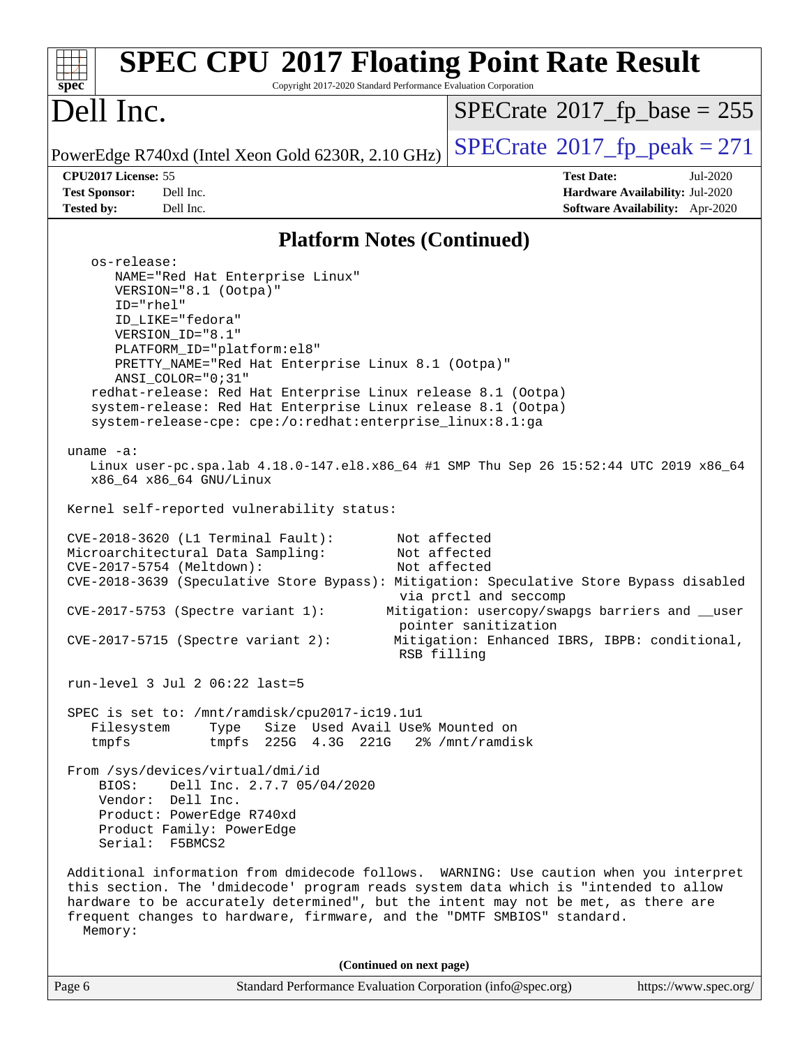## Platform Notes (Continued)

```
    os-release:
       NAME="Red Hat Enterprise Linux"
       VERSION="8.1 (Ootpa)"
       ID="rhel"
       ID_LIKE="fedora"
       VERSION_ID="8.1"
       PLATFORM_ID="platform:el8"
       PRETTY_NAME="Red Hat Enterprise Linux 8.1 (Ootpa)"
       ANSI_COLOR="0;31"
    redhat-release: Red Hat Enterprise Linux release 8.1 (Ootpa)
    system-release: Red Hat Enterprise Linux release 8.1 (Ootpa)
    system-release-cpe: cpe:/o:redhat:enterprise_linux:8.1:ga

 uname -a:
    Linux user-pc.spa.lab 4.18.0-147.el8.x86_64 #1 SMP Thu Sep 26 15:52:44 UTC 2019 x86_64
    x86_64 x86_64 GNU/Linux

 Kernel self-reported vulnerability status:

 CVE-2018-3620 (L1 Terminal Fault):        Not affected
 Microarchitectural Data Sampling:         Not affected
 CVE-2017-5754 (Meltdown):                 Not affected
 CVE-2018-3639 (Speculative Store Bypass): Mitigation: Speculative Store Bypass disabled
                                            via prctl and seccomp
 CVE-2017-5753 (Spectre variant 1):       Mitigation: usercopy/swapgs barriers and __user
                                            pointer sanitization
 CVE-2017-5715 (Spectre variant 2):        Mitigation: Enhanced IBRS, IBPB: conditional,
                                            RSB filling

 run-level 3 Jul 2 06:22 last=5

 SPEC is set to: /mnt/ramdisk/cpu2017-ic19.1u1
    Filesystem     Type   Size  Used Avail Use% Mounted on
    tmpfs          tmpfs  225G  4.3G  221G   2% /mnt/ramdisk

 From /sys/devices/virtual/dmi/id
     BIOS:    Dell Inc. 2.7.7 05/04/2020
     Vendor:  Dell Inc.
     Product: PowerEdge R740xd
     Product Family: PowerEdge
     Serial:  F5BMCS2

 Additional information from dmidecode follows.  WARNING: Use caution when you interpret
 this section. The 'dmidecode' program reads system data which is "intended to allow
 hardware to be accurately determined", but the intent may not be met, as there are
 frequent changes to hardware, firmware, and the "DMTF SMBIOS" standard.
   Memory:
```

(Continued on next page)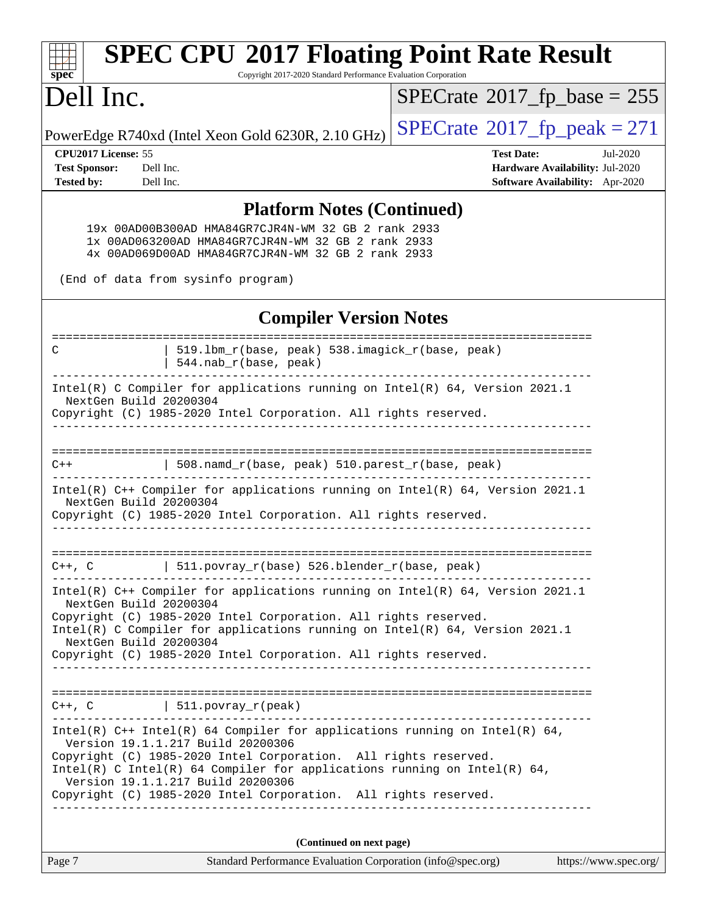## Platform Notes (Continued)

```
     19x 00AD00B300AD HMA84GR7CJR4N-WM 32 GB 2 rank 2933
     1x 00AD063200AD HMA84GR7CJR4N-WM 32 GB 2 rank 2933
     4x 00AD069D00AD HMA84GR7CJR4N-WM 32 GB 2 rank 2933

 (End of data from sysinfo program)
```

## Compiler Version Notes

```
==============================================================================
C               | 519.lbm_r(base, peak) 538.imagick_r(base, peak)
                | 544.nab_r(base, peak)
------------------------------------------------------------------------------
Intel(R) C Compiler for applications running on Intel(R) 64, Version 2021.1
  NextGen Build 20200304
Copyright (C) 1985-2020 Intel Corporation. All rights reserved.
------------------------------------------------------------------------------

==============================================================================
C++             | 508.namd_r(base, peak) 510.parest_r(base, peak)
------------------------------------------------------------------------------
Intel(R) C++ Compiler for applications running on Intel(R) 64, Version 2021.1
  NextGen Build 20200304
Copyright (C) 1985-2020 Intel Corporation. All rights reserved.
------------------------------------------------------------------------------

==============================================================================
C++, C          | 511.povray_r(base) 526.blender_r(base, peak)
------------------------------------------------------------------------------
Intel(R) C++ Compiler for applications running on Intel(R) 64, Version 2021.1
  NextGen Build 20200304
Copyright (C) 1985-2020 Intel Corporation. All rights reserved.
Intel(R) C Compiler for applications running on Intel(R) 64, Version 2021.1
  NextGen Build 20200304
Copyright (C) 1985-2020 Intel Corporation. All rights reserved.
------------------------------------------------------------------------------

==============================================================================
C++, C          | 511.povray_r(peak)
------------------------------------------------------------------------------
Intel(R) C++ Intel(R) 64 Compiler for applications running on Intel(R) 64,
  Version 19.1.1.217 Build 20200306
Copyright (C) 1985-2020 Intel Corporation.  All rights reserved.
Intel(R) C Intel(R) 64 Compiler for applications running on Intel(R) 64,
  Version 19.1.1.217 Build 20200306
Copyright (C) 1985-2020 Intel Corporation.  All rights reserved.
------------------------------------------------------------------------------
```

(Continued on next page)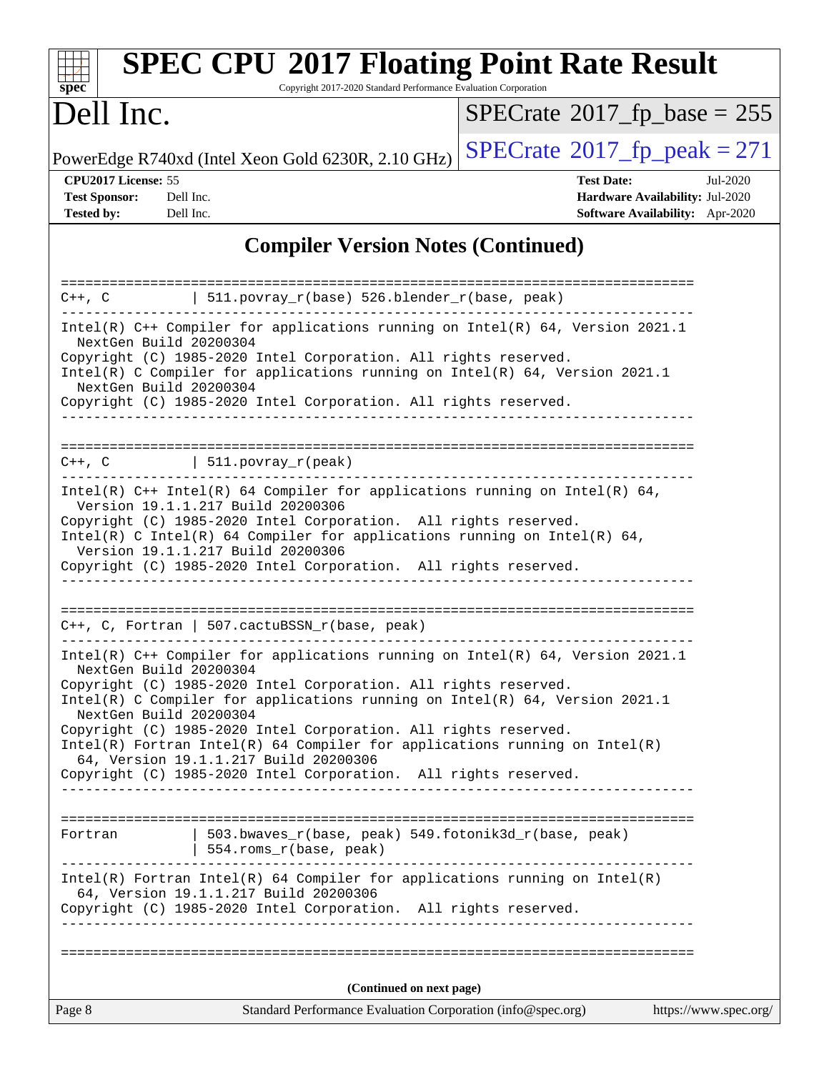## Compiler Version Notes (Continued)

```
==============================================================================
C++, C          | 511.povray_r(base) 526.blender_r(base, peak)
------------------------------------------------------------------------------
Intel(R) C++ Compiler for applications running on Intel(R) 64, Version 2021.1
  NextGen Build 20200304
Copyright (C) 1985-2020 Intel Corporation. All rights reserved.
Intel(R) C Compiler for applications running on Intel(R) 64, Version 2021.1
  NextGen Build 20200304
Copyright (C) 1985-2020 Intel Corporation. All rights reserved.
------------------------------------------------------------------------------

==============================================================================
C++, C          | 511.povray_r(peak)
------------------------------------------------------------------------------
Intel(R) C++ Intel(R) 64 Compiler for applications running on Intel(R) 64,
  Version 19.1.1.217 Build 20200306
Copyright (C) 1985-2020 Intel Corporation.  All rights reserved.
Intel(R) C Intel(R) 64 Compiler for applications running on Intel(R) 64,
  Version 19.1.1.217 Build 20200306
Copyright (C) 1985-2020 Intel Corporation.  All rights reserved.
------------------------------------------------------------------------------

==============================================================================
C++, C, Fortran | 507.cactuBSSN_r(base, peak)
------------------------------------------------------------------------------
Intel(R) C++ Compiler for applications running on Intel(R) 64, Version 2021.1
  NextGen Build 20200304
Copyright (C) 1985-2020 Intel Corporation. All rights reserved.
Intel(R) C Compiler for applications running on Intel(R) 64, Version 2021.1
  NextGen Build 20200304
Copyright (C) 1985-2020 Intel Corporation. All rights reserved.
Intel(R) Fortran Intel(R) 64 Compiler for applications running on Intel(R)
  64, Version 19.1.1.217 Build 20200306
Copyright (C) 1985-2020 Intel Corporation.  All rights reserved.
------------------------------------------------------------------------------

==============================================================================
Fortran         | 503.bwaves_r(base, peak) 549.fotonik3d_r(base, peak)
                | 554.roms_r(base, peak)
------------------------------------------------------------------------------
Intel(R) Fortran Intel(R) 64 Compiler for applications running on Intel(R)
  64, Version 19.1.1.217 Build 20200306
Copyright (C) 1985-2020 Intel Corporation.  All rights reserved.
------------------------------------------------------------------------------

==============================================================================
```

(Continued on next page)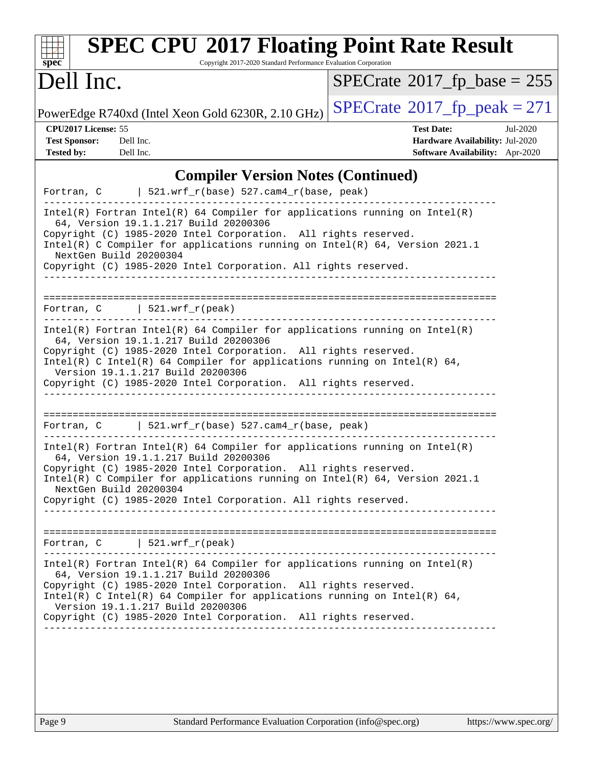## Compiler Version Notes (Continued)

```
Fortran, C      | 521.wrf_r(base) 527.cam4_r(base, peak)
------------------------------------------------------------------------------
Intel(R) Fortran Intel(R) 64 Compiler for applications running on Intel(R)
  64, Version 19.1.1.217 Build 20200306
Copyright (C) 1985-2020 Intel Corporation.  All rights reserved.
Intel(R) C Compiler for applications running on Intel(R) 64, Version 2021.1
  NextGen Build 20200304
Copyright (C) 1985-2020 Intel Corporation. All rights reserved.
------------------------------------------------------------------------------

==============================================================================
Fortran, C      | 521.wrf_r(peak)
------------------------------------------------------------------------------
Intel(R) Fortran Intel(R) 64 Compiler for applications running on Intel(R)
  64, Version 19.1.1.217 Build 20200306
Copyright (C) 1985-2020 Intel Corporation.  All rights reserved.
Intel(R) C Intel(R) 64 Compiler for applications running on Intel(R) 64,
  Version 19.1.1.217 Build 20200306
Copyright (C) 1985-2020 Intel Corporation.  All rights reserved.
------------------------------------------------------------------------------

==============================================================================
Fortran, C      | 521.wrf_r(base) 527.cam4_r(base, peak)
------------------------------------------------------------------------------
Intel(R) Fortran Intel(R) 64 Compiler for applications running on Intel(R)
  64, Version 19.1.1.217 Build 20200306
Copyright (C) 1985-2020 Intel Corporation.  All rights reserved.
Intel(R) C Compiler for applications running on Intel(R) 64, Version 2021.1
  NextGen Build 20200304
Copyright (C) 1985-2020 Intel Corporation. All rights reserved.
------------------------------------------------------------------------------

==============================================================================
Fortran, C      | 521.wrf_r(peak)
------------------------------------------------------------------------------
Intel(R) Fortran Intel(R) 64 Compiler for applications running on Intel(R)
  64, Version 19.1.1.217 Build 20200306
Copyright (C) 1985-2020 Intel Corporation.  All rights reserved.
Intel(R) C Intel(R) 64 Compiler for applications running on Intel(R) 64,
  Version 19.1.1.217 Build 20200306
Copyright (C) 1985-2020 Intel Corporation.  All rights reserved.
------------------------------------------------------------------------------
```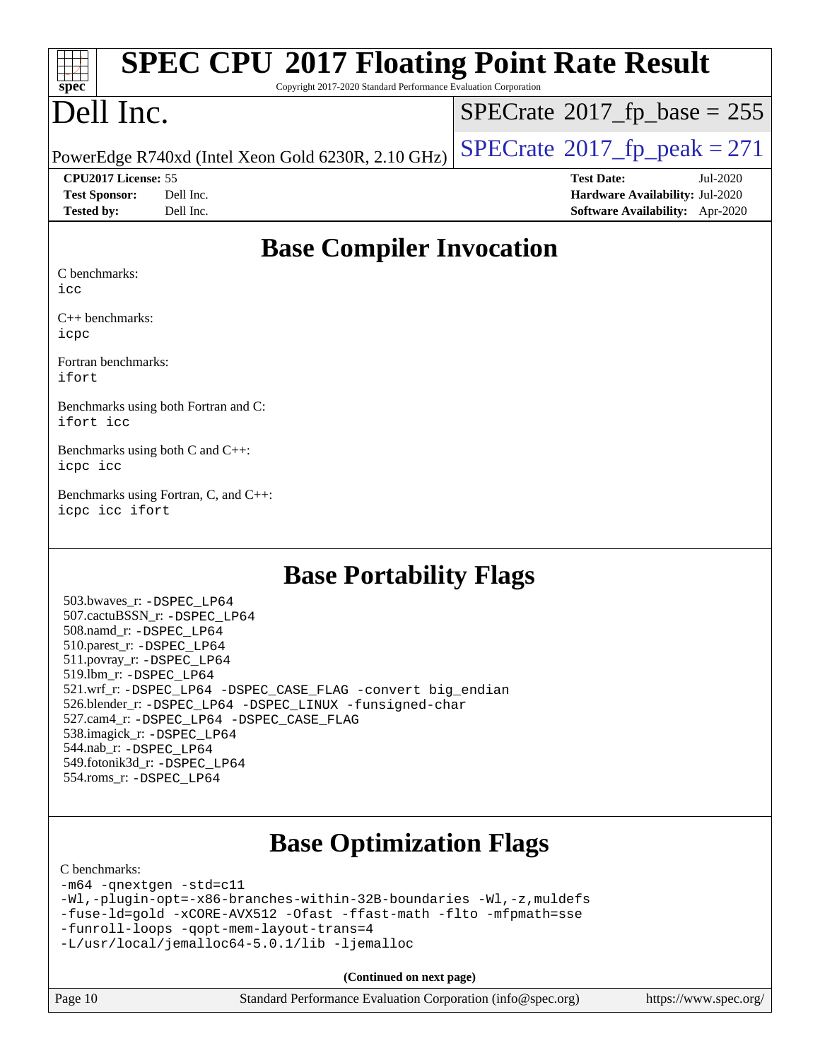# Base Compiler Invocation

C benchmarks:
icc

C++ benchmarks:
icpc

Fortran benchmarks:
ifort

Benchmarks using both Fortran and C:
ifort icc

Benchmarks using both C and C++:
icpc icc

Benchmarks using Fortran, C, and C++:
icpc icc ifort

# Base Portability Flags

503.bwaves_r: -DSPEC_LP64
507.cactuBSSN_r: -DSPEC_LP64
508.namd_r: -DSPEC_LP64
510.parest_r: -DSPEC_LP64
511.povray_r: -DSPEC_LP64
519.lbm_r: -DSPEC_LP64
521.wrf_r: -DSPEC_LP64 -DSPEC_CASE_FLAG -convert big_endian
526.blender_r: -DSPEC_LP64 -DSPEC_LINUX -funsigned-char
527.cam4_r: -DSPEC_LP64 -DSPEC_CASE_FLAG
538.imagick_r: -DSPEC_LP64
544.nab_r: -DSPEC_LP64
549.fotonik3d_r: -DSPEC_LP64
554.roms_r: -DSPEC_LP64

# Base Optimization Flags

C benchmarks:
-m64 -qnextgen -std=c11
-Wl,-plugin-opt=-x86-branches-within-32B-boundaries -Wl,-z,muldefs
-fuse-ld=gold -xCORE-AVX512 -Ofast -ffast-math -flto -mfpmath=sse
-funroll-loops -qopt-mem-layout-trans=4
-L/usr/local/jemalloc64-5.0.1/lib -ljemalloc

(Continued on next page)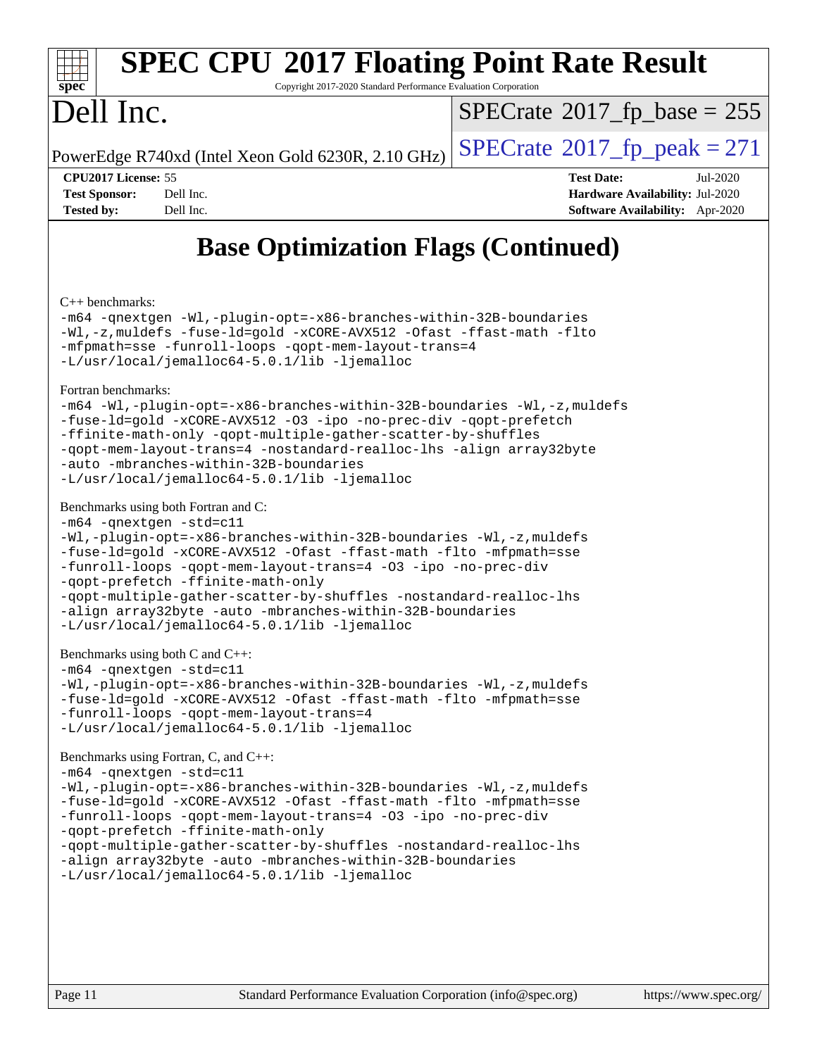# SPEC CPU 2017 Floating Point Rate Result

Copyright 2017-2020 Standard Performance Evaluation Corporation

# Dell Inc.

PowerEdge R740xd (Intel Xeon Gold 6230R, 2.10 GHz)

SPECrate 2017_fp_base = 255

SPECrate 2017_fp_peak = 271

**CPU2017 License:** 55
**Test Sponsor:** Dell Inc.
**Tested by:** Dell Inc.

**Test Date:** Jul-2020
**Hardware Availability:** Jul-2020
**Software Availability:** Apr-2020

## Base Optimization Flags (Continued)

C++ benchmarks:

```
-m64 -qnextgen -Wl,-plugin-opt=-x86-branches-within-32B-boundaries
-Wl,-z,muldefs -fuse-ld=gold -xCORE-AVX512 -Ofast -ffast-math -flto
-mfpmath=sse -funroll-loops -qopt-mem-layout-trans=4
-L/usr/local/jemalloc64-5.0.1/lib -ljemalloc
```

Fortran benchmarks:

```
-m64 -Wl,-plugin-opt=-x86-branches-within-32B-boundaries -Wl,-z,muldefs
-fuse-ld=gold -xCORE-AVX512 -O3 -ipo -no-prec-div -qopt-prefetch
-ffinite-math-only -qopt-multiple-gather-scatter-by-shuffles
-qopt-mem-layout-trans=4 -nostandard-realloc-lhs -align array32byte
-auto -mbranches-within-32B-boundaries
-L/usr/local/jemalloc64-5.0.1/lib -ljemalloc
```

Benchmarks using both Fortran and C:

```
-m64 -qnextgen -std=c11
-Wl,-plugin-opt=-x86-branches-within-32B-boundaries -Wl,-z,muldefs
-fuse-ld=gold -xCORE-AVX512 -Ofast -ffast-math -flto -mfpmath=sse
-funroll-loops -qopt-mem-layout-trans=4 -O3 -ipo -no-prec-div
-qopt-prefetch -ffinite-math-only
-qopt-multiple-gather-scatter-by-shuffles -nostandard-realloc-lhs
-align array32byte -auto -mbranches-within-32B-boundaries
-L/usr/local/jemalloc64-5.0.1/lib -ljemalloc
```

Benchmarks using both C and C++:

```
-m64 -qnextgen -std=c11
-Wl,-plugin-opt=-x86-branches-within-32B-boundaries -Wl,-z,muldefs
-fuse-ld=gold -xCORE-AVX512 -Ofast -ffast-math -flto -mfpmath=sse
-funroll-loops -qopt-mem-layout-trans=4
-L/usr/local/jemalloc64-5.0.1/lib -ljemalloc
```

Benchmarks using Fortran, C, and C++:

```
-m64 -qnextgen -std=c11
-Wl,-plugin-opt=-x86-branches-within-32B-boundaries -Wl,-z,muldefs
-fuse-ld=gold -xCORE-AVX512 -Ofast -ffast-math -flto -mfpmath=sse
-funroll-loops -qopt-mem-layout-trans=4 -O3 -ipo -no-prec-div
-qopt-prefetch -ffinite-math-only
-qopt-multiple-gather-scatter-by-shuffles -nostandard-realloc-lhs
-align array32byte -auto -mbranches-within-32B-boundaries
-L/usr/local/jemalloc64-5.0.1/lib -ljemalloc
```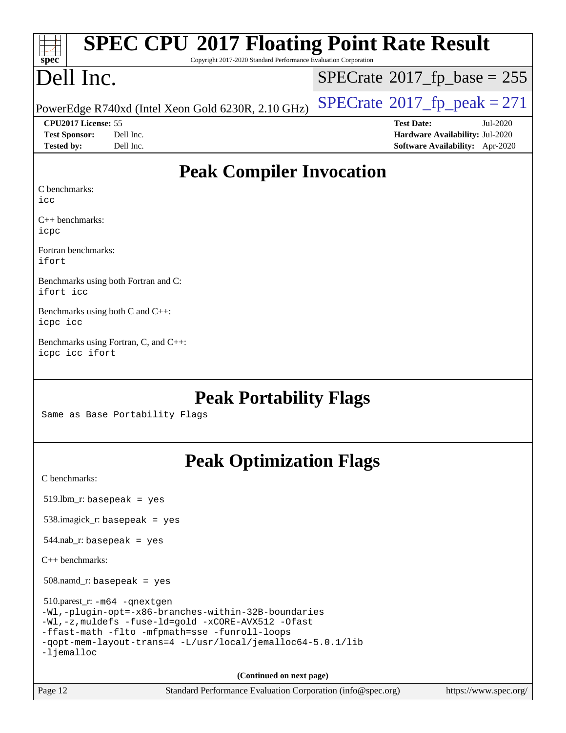# SPEC CPU 2017 Floating Point Rate Result

Copyright 2017-2020 Standard Performance Evaluation Corporation

# Dell Inc.

PowerEdge R740xd (Intel Xeon Gold 6230R, 2.10 GHz)

SPECrate 2017_fp_base = 255

SPECrate 2017_fp_peak = 271

**CPU2017 License:** 55
**Test Sponsor:** Dell Inc.
**Tested by:** Dell Inc.

**Test Date:** Jul-2020
**Hardware Availability:** Jul-2020
**Software Availability:** Apr-2020

## Peak Compiler Invocation

C benchmarks:
`icc`

C++ benchmarks:
`icpc`

Fortran benchmarks:
`ifort`

Benchmarks using both Fortran and C:
`ifort icc`

Benchmarks using both C and C++:
`icpc icc`

Benchmarks using Fortran, C, and C++:
`icpc icc ifort`

## Peak Portability Flags

Same as Base Portability Flags

## Peak Optimization Flags

C benchmarks:

519.lbm_r: `basepeak = yes`

538.imagick_r: `basepeak = yes`

544.nab_r: `basepeak = yes`

C++ benchmarks:

508.namd_r: `basepeak = yes`

510.parest_r:
```
-m64 -qnextgen
-Wl,-plugin-opt=-x86-branches-within-32B-boundaries
-Wl,-z,muldefs -fuse-ld=gold -xCORE-AVX512 -Ofast
-ffast-math -flto -mfpmath=sse -funroll-loops
-qopt-mem-layout-trans=4 -L/usr/local/jemalloc64-5.0.1/lib
-ljemalloc
```

**(Continued on next page)**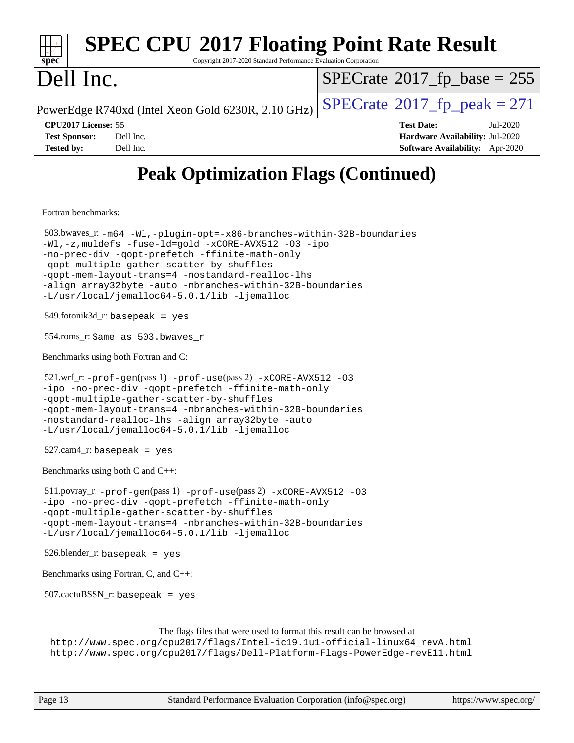# Peak Optimization Flags (Continued)

Fortran benchmarks:

503.bwaves_r: `-m64 -Wl,-plugin-opt=-x86-branches-within-32B-boundaries -Wl,-z,muldefs -fuse-ld=gold -xCORE-AVX512 -O3 -ipo -no-prec-div -qopt-prefetch -ffinite-math-only -qopt-multiple-gather-scatter-by-shuffles -qopt-mem-layout-trans=4 -nostandard-realloc-lhs -align array32byte -auto -mbranches-within-32B-boundaries -L/usr/local/jemalloc64-5.0.1/lib -ljemalloc`

549.fotonik3d_r: `basepeak = yes`

554.roms_r: `Same as 503.bwaves_r`

Benchmarks using both Fortran and C:

521.wrf_r: `-prof-gen`(pass 1) `-prof-use`(pass 2) `-xCORE-AVX512 -O3 -ipo -no-prec-div -qopt-prefetch -ffinite-math-only -qopt-multiple-gather-scatter-by-shuffles -qopt-mem-layout-trans=4 -mbranches-within-32B-boundaries -nostandard-realloc-lhs -align array32byte -auto -L/usr/local/jemalloc64-5.0.1/lib -ljemalloc`

527.cam4_r: `basepeak = yes`

Benchmarks using both C and C++:

511.povray_r: `-prof-gen`(pass 1) `-prof-use`(pass 2) `-xCORE-AVX512 -O3 -ipo -no-prec-div -qopt-prefetch -ffinite-math-only -qopt-multiple-gather-scatter-by-shuffles -qopt-mem-layout-trans=4 -mbranches-within-32B-boundaries -L/usr/local/jemalloc64-5.0.1/lib -ljemalloc`

526.blender_r: `basepeak = yes`

Benchmarks using Fortran, C, and C++:

507.cactuBSSN_r: `basepeak = yes`

The flags files that were used to format this result can be browsed at
http://www.spec.org/cpu2017/flags/Intel-ic19.1u1-official-linux64_revA.html
http://www.spec.org/cpu2017/flags/Dell-Platform-Flags-PowerEdge-revE11.html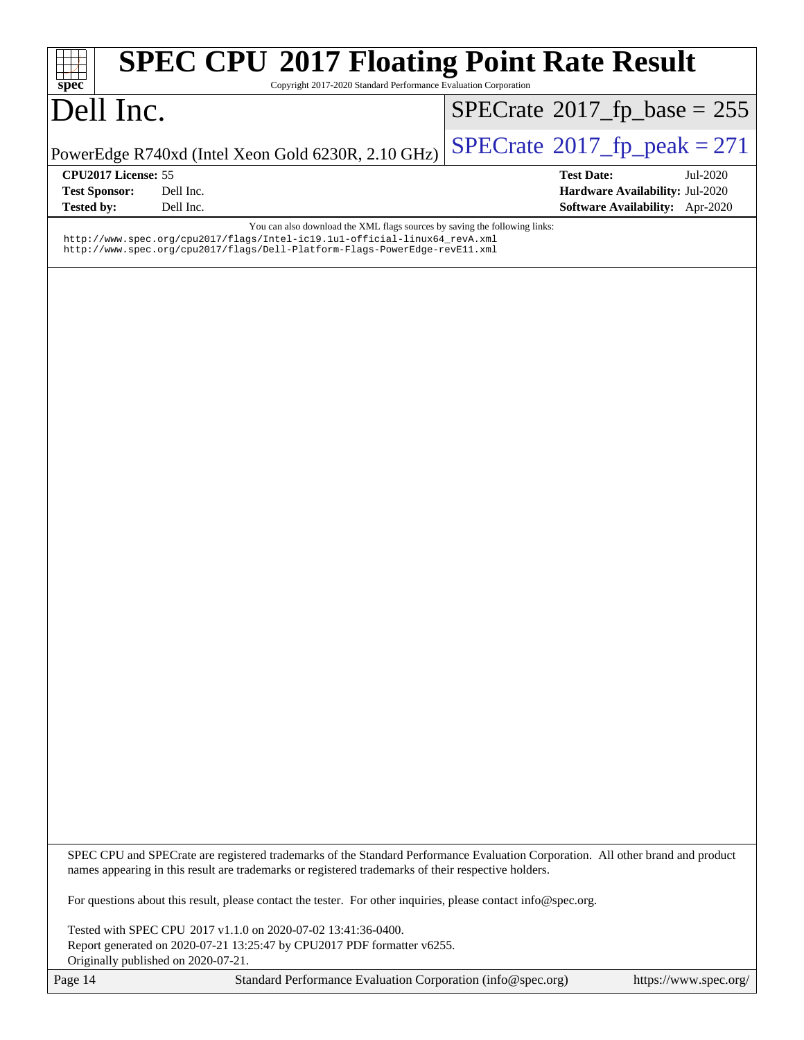# SPEC CPU 2017 Floating Point Rate Result

Copyright 2017-2020 Standard Performance Evaluation Corporation

# Dell Inc.

PowerEdge R740xd (Intel Xeon Gold 6230R, 2.10 GHz)

SPECrate 2017_fp_base = 255

SPECrate 2017_fp_peak = 271

**CPU2017 License:** 55
**Test Sponsor:** Dell Inc.
**Tested by:** Dell Inc.

**Test Date:** Jul-2020
**Hardware Availability:** Jul-2020
**Software Availability:** Apr-2020

You can also download the XML flags sources by saving the following links:

http://www.spec.org/cpu2017/flags/Intel-ic19.1u1-official-linux64_revA.xml
http://www.spec.org/cpu2017/flags/Dell-Platform-Flags-PowerEdge-revE11.xml

SPEC CPU and SPECrate are registered trademarks of the Standard Performance Evaluation Corporation. All other brand and product names appearing in this result are trademarks or registered trademarks of their respective holders.

For questions about this result, please contact the tester. For other inquiries, please contact info@spec.org.

Tested with SPEC CPU 2017 v1.1.0 on 2020-07-02 13:41:36-0400.
Report generated on 2020-07-21 13:25:47 by CPU2017 PDF formatter v6255.
Originally published on 2020-07-21.